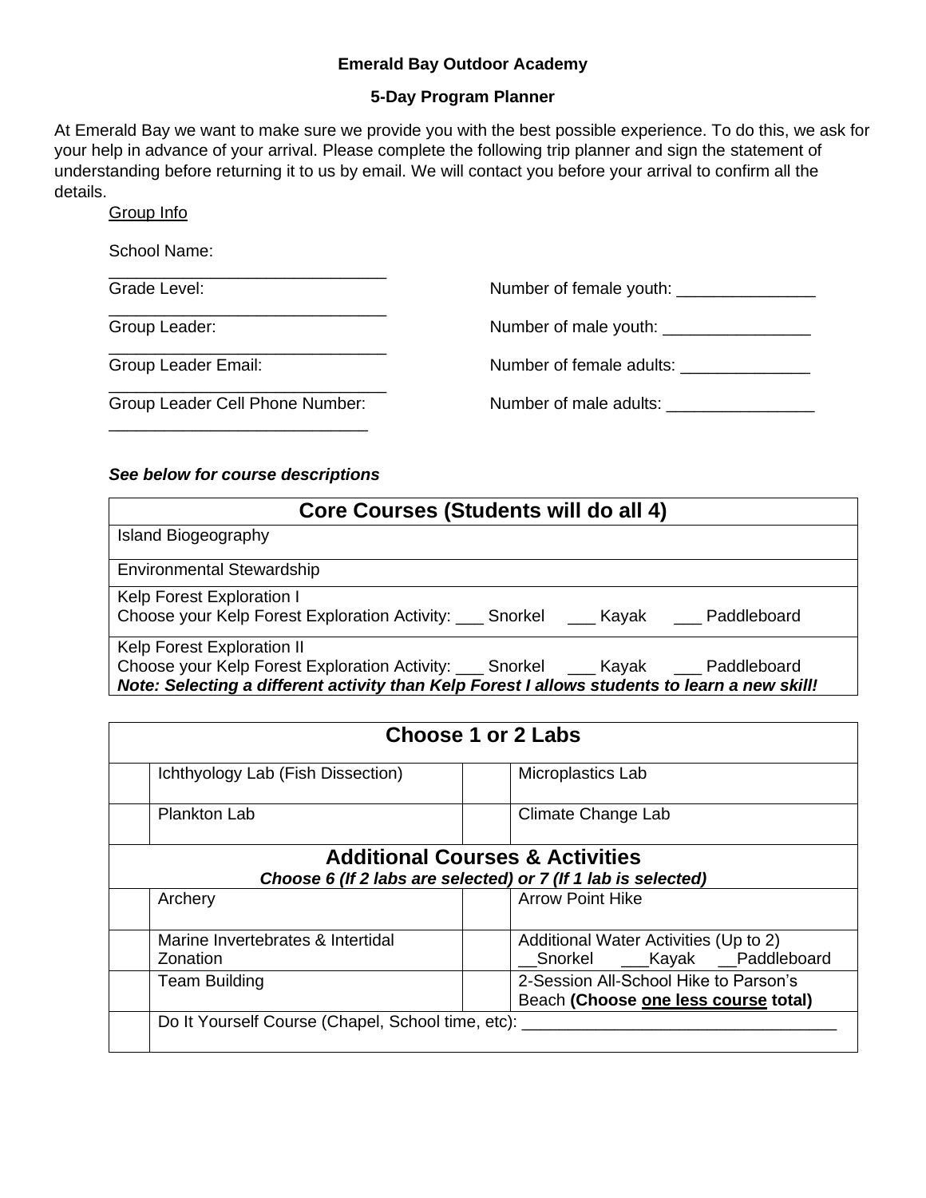**Emerald Bay Outdoor Academy**

**5-Day Program Planner**

At Emerald Bay we want to make sure we provide you with the best possible experience. To do this, we ask for your help in advance of your arrival. Please complete the following trip planner and sign the statement of understanding before returning it to us by email. We will contact you before your arrival to confirm all the details.

Group Info

School Name: ______________________________

Grade Level: ______________________________

Group Leader: ______________________________

Group Leader Email: ______________________________

Group Leader Cell Phone Number: ____________________________

Number of female youth: _______________

Number of male youth: ________________

Number of female adults: ______________

Number of male adults: ________________

***See below for course descriptions***

| **Core Courses (Students will do all 4)** |
|---|
| Island Biogeography |
| Environmental Stewardship |
| Kelp Forest Exploration I<br>Choose your Kelp Forest Exploration Activity: ___ Snorkel ___ Kayak ___ Paddleboard |
| Kelp Forest Exploration II<br>Choose your Kelp Forest Exploration Activity: ___ Snorkel ___ Kayak ___ Paddleboard<br>***Note: Selecting a different activity than Kelp Forest I allows students to learn a new skill!*** |

| **Choose 1 or 2 Labs** | | | |
|---|---|---|---|
| | Ichthyology Lab (Fish Dissection) | | Microplastics Lab |
| | Plankton Lab | | Climate Change Lab |
| **Additional Courses & Activities**<br>***Choose 6 (If 2 labs are selected) or 7 (If 1 lab is selected)*** | | | |
| | Archery | | Arrow Point Hike |
| | Marine Invertebrates & Intertidal Zonation | | Additional Water Activities (Up to 2)<br>__Snorkel ___Kayak __Paddleboard |
| | Team Building | | 2-Session All-School Hike to Parson's Beach **(Choose one less course total)** |
| | Do It Yourself Course (Chapel, School time, etc): __________________________________ | | |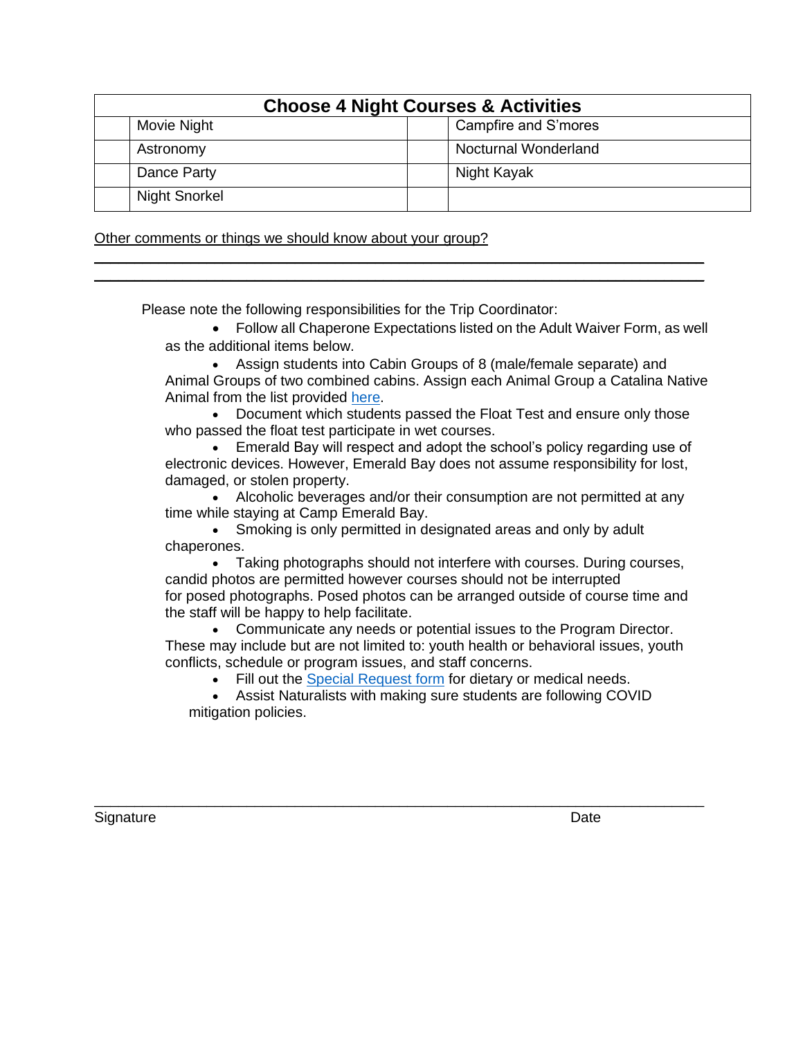| Choose 4 Night Courses & Activities | | | |
|---|---|---|---|
| | Movie Night | | Campfire and S'mores |
| | Astronomy | | Nocturnal Wonderland |
| | Dance Party | | Night Kayak |
| | Night Snorkel | | |

Other comments or things we should know about your group?

\_\_\_\_\_\_\_\_\_\_\_\_\_\_\_\_\_\_\_\_\_\_\_\_\_\_\_\_\_\_\_\_\_\_\_\_\_\_\_\_\_\_\_\_\_\_\_\_\_\_\_\_\_\_\_\_\_\_\_\_

\_\_\_\_\_\_\_\_\_\_\_\_\_\_\_\_\_\_\_\_\_\_\_\_\_\_\_\_\_\_\_\_\_\_\_\_\_\_\_\_\_\_\_\_\_\_\_\_\_\_\_\_\_\_\_\_\_\_\_\_

Please note the following responsibilities for the Trip Coordinator:

- Follow all Chaperone Expectations listed on the Adult Waiver Form, as well as the additional items below.
- Assign students into Cabin Groups of 8 (male/female separate) and Animal Groups of two combined cabins. Assign each Animal Group a Catalina Native Animal from the list provided here.
- Document which students passed the Float Test and ensure only those who passed the float test participate in wet courses.
- Emerald Bay will respect and adopt the school's policy regarding use of electronic devices. However, Emerald Bay does not assume responsibility for lost, damaged, or stolen property.
- Alcoholic beverages and/or their consumption are not permitted at any time while staying at Camp Emerald Bay.
- Smoking is only permitted in designated areas and only by adult chaperones.
- Taking photographs should not interfere with courses. During courses, candid photos are permitted however courses should not be interrupted for posed photographs. Posed photos can be arranged outside of course time and the staff will be happy to help facilitate.
- Communicate any needs or potential issues to the Program Director. These may include but are not limited to: youth health or behavioral issues, youth conflicts, schedule or program issues, and staff concerns.
- Fill out the Special Request form for dietary or medical needs.
- Assist Naturalists with making sure students are following COVID mitigation policies.

\_\_\_\_\_\_\_\_\_\_\_\_\_\_\_\_\_\_\_\_\_\_\_\_\_\_\_\_\_\_\_\_\_\_\_\_\_\_\_\_\_\_\_\_\_\_\_\_\_\_\_\_\_\_\_\_\_\_\_\_

Signature Date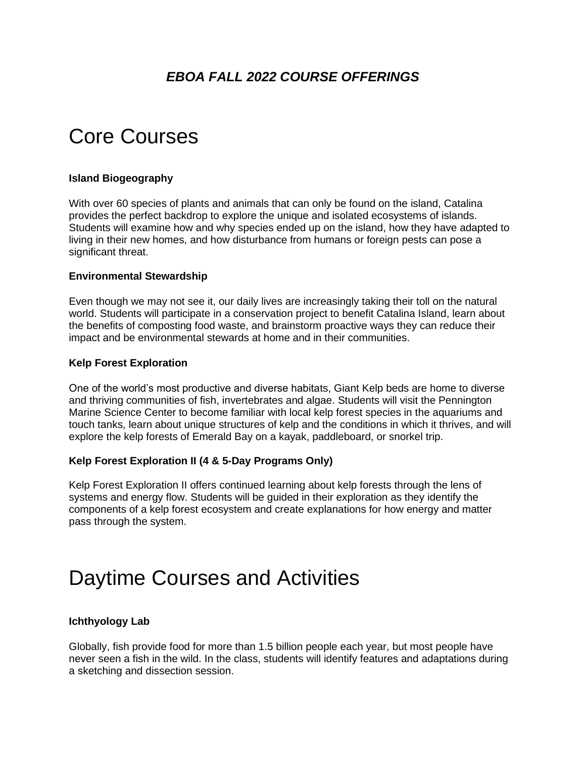***EBOA FALL 2022 COURSE OFFERINGS***

# Core Courses

**Island Biogeography**

With over 60 species of plants and animals that can only be found on the island, Catalina provides the perfect backdrop to explore the unique and isolated ecosystems of islands. Students will examine how and why species ended up on the island, how they have adapted to living in their new homes, and how disturbance from humans or foreign pests can pose a significant threat.

**Environmental Stewardship**

Even though we may not see it, our daily lives are increasingly taking their toll on the natural world. Students will participate in a conservation project to benefit Catalina Island, learn about the benefits of composting food waste, and brainstorm proactive ways they can reduce their impact and be environmental stewards at home and in their communities.

**Kelp Forest Exploration**

One of the world's most productive and diverse habitats, Giant Kelp beds are home to diverse and thriving communities of fish, invertebrates and algae. Students will visit the Pennington Marine Science Center to become familiar with local kelp forest species in the aquariums and touch tanks, learn about unique structures of kelp and the conditions in which it thrives, and will explore the kelp forests of Emerald Bay on a kayak, paddleboard, or snorkel trip.

**Kelp Forest Exploration II (4 & 5-Day Programs Only)**

Kelp Forest Exploration II offers continued learning about kelp forests through the lens of systems and energy flow. Students will be guided in their exploration as they identify the components of a kelp forest ecosystem and create explanations for how energy and matter pass through the system.

# Daytime Courses and Activities

**Ichthyology Lab**

Globally, fish provide food for more than 1.5 billion people each year, but most people have never seen a fish in the wild. In the class, students will identify features and adaptations during a sketching and dissection session.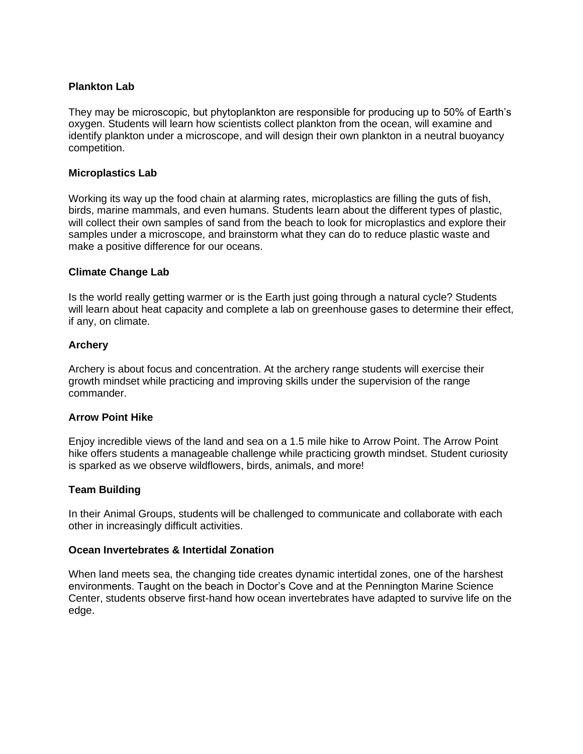**Plankton Lab**

They may be microscopic, but phytoplankton are responsible for producing up to 50% of Earth's oxygen. Students will learn how scientists collect plankton from the ocean, will examine and identify plankton under a microscope, and will design their own plankton in a neutral buoyancy competition.

**Microplastics Lab**

Working its way up the food chain at alarming rates, microplastics are filling the guts of fish, birds, marine mammals, and even humans. Students learn about the different types of plastic, will collect their own samples of sand from the beach to look for microplastics and explore their samples under a microscope, and brainstorm what they can do to reduce plastic waste and make a positive difference for our oceans.

**Climate Change Lab**

Is the world really getting warmer or is the Earth just going through a natural cycle? Students will learn about heat capacity and complete a lab on greenhouse gases to determine their effect, if any, on climate.

**Archery**

Archery is about focus and concentration. At the archery range students will exercise their growth mindset while practicing and improving skills under the supervision of the range commander.

**Arrow Point Hike**

Enjoy incredible views of the land and sea on a 1.5 mile hike to Arrow Point. The Arrow Point hike offers students a manageable challenge while practicing growth mindset. Student curiosity is sparked as we observe wildflowers, birds, animals, and more!

**Team Building**

In their Animal Groups, students will be challenged to communicate and collaborate with each other in increasingly difficult activities.

**Ocean Invertebrates & Intertidal Zonation**

When land meets sea, the changing tide creates dynamic intertidal zones, one of the harshest environments. Taught on the beach in Doctor's Cove and at the Pennington Marine Science Center, students observe first-hand how ocean invertebrates have adapted to survive life on the edge.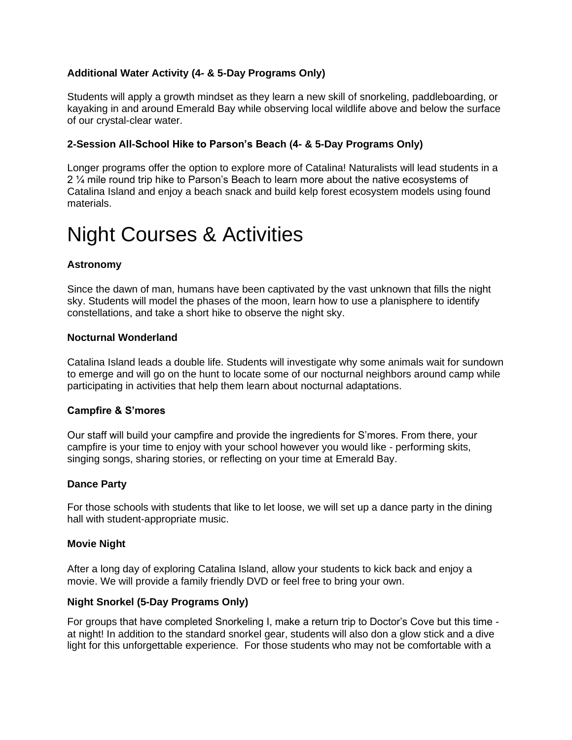**Additional Water Activity (4- & 5-Day Programs Only)**

Students will apply a growth mindset as they learn a new skill of snorkeling, paddleboarding, or kayaking in and around Emerald Bay while observing local wildlife above and below the surface of our crystal-clear water.

**2-Session All-School Hike to Parson's Beach (4- & 5-Day Programs Only)**

Longer programs offer the option to explore more of Catalina! Naturalists will lead students in a 2 ¼ mile round trip hike to Parson's Beach to learn more about the native ecosystems of Catalina Island and enjoy a beach snack and build kelp forest ecosystem models using found materials.

# Night Courses & Activities

**Astronomy**

Since the dawn of man, humans have been captivated by the vast unknown that fills the night sky. Students will model the phases of the moon, learn how to use a planisphere to identify constellations, and take a short hike to observe the night sky.

**Nocturnal Wonderland**

Catalina Island leads a double life. Students will investigate why some animals wait for sundown to emerge and will go on the hunt to locate some of our nocturnal neighbors around camp while participating in activities that help them learn about nocturnal adaptations.

**Campfire & S'mores**

Our staff will build your campfire and provide the ingredients for S'mores. From there, your campfire is your time to enjoy with your school however you would like - performing skits, singing songs, sharing stories, or reflecting on your time at Emerald Bay.

**Dance Party**

For those schools with students that like to let loose, we will set up a dance party in the dining hall with student-appropriate music.

**Movie Night**

After a long day of exploring Catalina Island, allow your students to kick back and enjoy a movie. We will provide a family friendly DVD or feel free to bring your own.

**Night Snorkel (5-Day Programs Only)**

For groups that have completed Snorkeling I, make a return trip to Doctor's Cove but this time - at night! In addition to the standard snorkel gear, students will also don a glow stick and a dive light for this unforgettable experience. For those students who may not be comfortable with a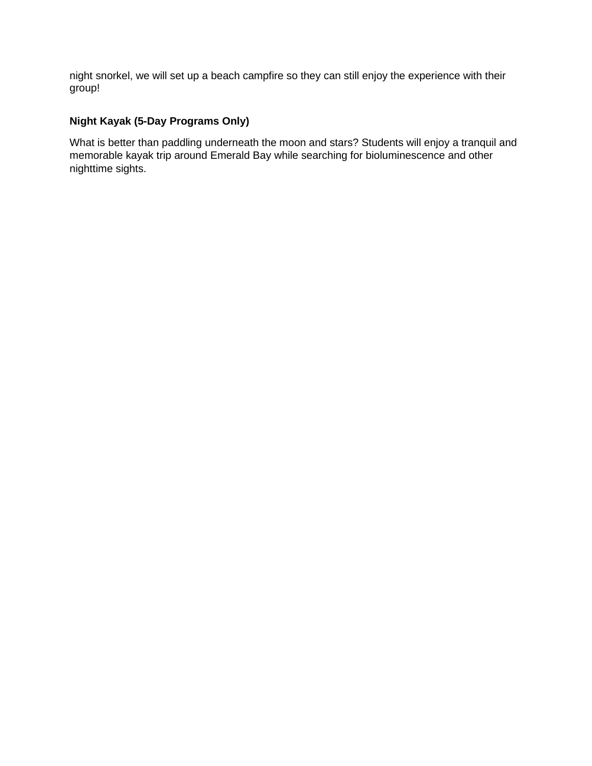night snorkel, we will set up a beach campfire so they can still enjoy the experience with their group!

**Night Kayak (5-Day Programs Only)**

What is better than paddling underneath the moon and stars? Students will enjoy a tranquil and memorable kayak trip around Emerald Bay while searching for bioluminescence and other nighttime sights.